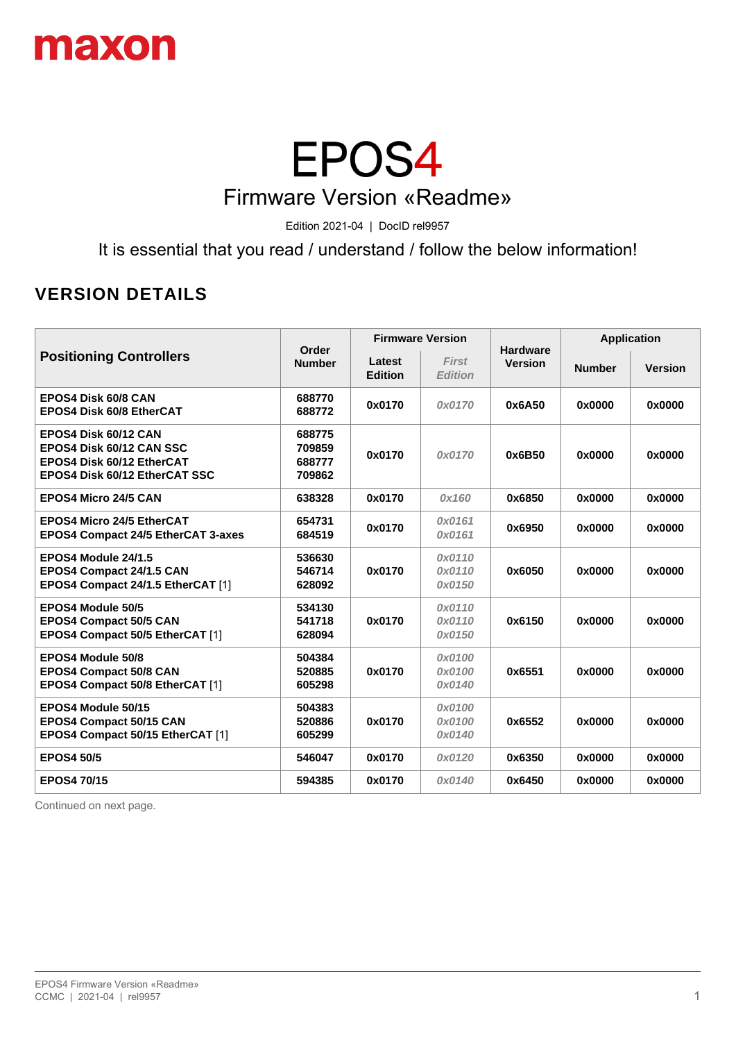maxon

# EPOS4

## Firmware Version «Readme»

Edition 2021-04 | DocID rel9957

It is essential that you read / understand / follow the below information!

## VERSION DETAILS

| Positioning Controllers | Order Number | Firmware Version | | Hardware Version | Application | |
|---|---|---|---|---|---|---|
| | | Latest Edition | *First Edition* | | Number | Version |
| **EPOS4 Disk 60/8 CAN**<br>**EPOS4 Disk 60/8 EtherCAT** | 688770<br>688772 | 0x0170 | *0x0170* | 0x6A50 | 0x0000 | 0x0000 |
| **EPOS4 Disk 60/12 CAN**<br>**EPOS4 Disk 60/12 CAN SSC**<br>**EPOS4 Disk 60/12 EtherCAT**<br>**EPOS4 Disk 60/12 EtherCAT SSC** | 688775<br>709859<br>688777<br>709862 | 0x0170 | *0x0170* | 0x6B50 | 0x0000 | 0x0000 |
| **EPOS4 Micro 24/5 CAN** | 638328 | 0x0170 | *0x160* | 0x6850 | 0x0000 | 0x0000 |
| **EPOS4 Micro 24/5 EtherCAT**<br>**EPOS4 Compact 24/5 EtherCAT 3-axes** | 654731<br>684519 | 0x0170 | *0x0161*<br>*0x0161* | 0x6950 | 0x0000 | 0x0000 |
| **EPOS4 Module 24/1.5**<br>**EPOS4 Compact 24/1.5 CAN**<br>**EPOS4 Compact 24/1.5 EtherCAT** [1] | 536630<br>546714<br>628092 | 0x0170 | *0x0110*<br>*0x0110*<br>*0x0150* | 0x6050 | 0x0000 | 0x0000 |
| **EPOS4 Module 50/5**<br>**EPOS4 Compact 50/5 CAN**<br>**EPOS4 Compact 50/5 EtherCAT** [1] | 534130<br>541718<br>628094 | 0x0170 | *0x0110*<br>*0x0110*<br>*0x0150* | 0x6150 | 0x0000 | 0x0000 |
| **EPOS4 Module 50/8**<br>**EPOS4 Compact 50/8 CAN**<br>**EPOS4 Compact 50/8 EtherCAT** [1] | 504384<br>520885<br>605298 | 0x0170 | *0x0100*<br>*0x0100*<br>*0x0140* | 0x6551 | 0x0000 | 0x0000 |
| **EPOS4 Module 50/15**<br>**EPOS4 Compact 50/15 CAN**<br>**EPOS4 Compact 50/15 EtherCAT** [1] | 504383<br>520886<br>605299 | 0x0170 | *0x0100*<br>*0x0100*<br>*0x0140* | 0x6552 | 0x0000 | 0x0000 |
| **EPOS4 50/5** | 546047 | 0x0170 | *0x0120* | 0x6350 | 0x0000 | 0x0000 |
| **EPOS4 70/15** | 594385 | 0x0170 | *0x0140* | 0x6450 | 0x0000 | 0x0000 |

Continued on next page.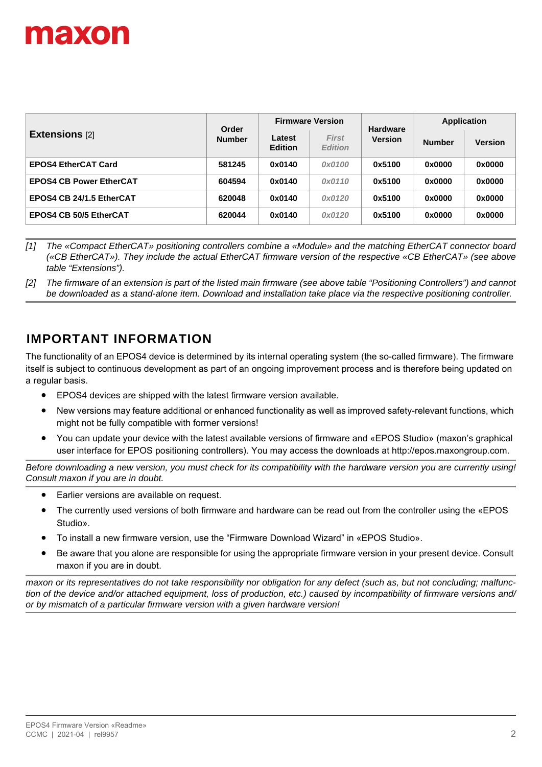| **Extensions** [2] | Order Number | Firmware Version | | Hardware Version | Application | |
|---|---|---|---|---|---|---|
| | | Latest Edition | *First Edition* | | Number | Version |
| **EPOS4 EtherCAT Card** | 581245 | 0x0140 | *0x0100* | 0x5100 | 0x0000 | 0x0000 |
| **EPOS4 CB Power EtherCAT** | 604594 | 0x0140 | *0x0110* | 0x5100 | 0x0000 | 0x0000 |
| **EPOS4 CB 24/1.5 EtherCAT** | 620048 | 0x0140 | *0x0120* | 0x5100 | 0x0000 | 0x0000 |
| **EPOS4 CB 50/5 EtherCAT** | 620044 | 0x0140 | *0x0120* | 0x5100 | 0x0000 | 0x0000 |

*[1] The «Compact EtherCAT» positioning controllers combine a «Module» and the matching EtherCAT connector board («CB EtherCAT»). They include the actual EtherCAT firmware version of the respective «CB EtherCAT» (see above table "Extensions").*

*[2] The firmware of an extension is part of the listed main firmware (see above table "Positioning Controllers") and cannot be downloaded as a stand-alone item. Download and installation take place via the respective positioning controller.*

## IMPORTANT INFORMATION

The functionality of an EPOS4 device is determined by its internal operating system (the so-called firmware). The firmware itself is subject to continuous development as part of an ongoing improvement process and is therefore being updated on a regular basis.

- EPOS4 devices are shipped with the latest firmware version available.
- New versions may feature additional or enhanced functionality as well as improved safety-relevant functions, which might not be fully compatible with former versions!
- You can update your device with the latest available versions of firmware and «EPOS Studio» (maxon's graphical user interface for EPOS positioning controllers). You may access the downloads at http://epos.maxongroup.com.

*Before downloading a new version, you must check for its compatibility with the hardware version you are currently using! Consult maxon if you are in doubt.*

- Earlier versions are available on request.
- The currently used versions of both firmware and hardware can be read out from the controller using the «EPOS Studio».
- To install a new firmware version, use the "Firmware Download Wizard" in «EPOS Studio».
- Be aware that you alone are responsible for using the appropriate firmware version in your present device. Consult maxon if you are in doubt.

*maxon or its representatives do not take responsibility nor obligation for any defect (such as, but not concluding; malfunction of the device and/or attached equipment, loss of production, etc.) caused by incompatibility of firmware versions and/or by mismatch of a particular firmware version with a given hardware version!*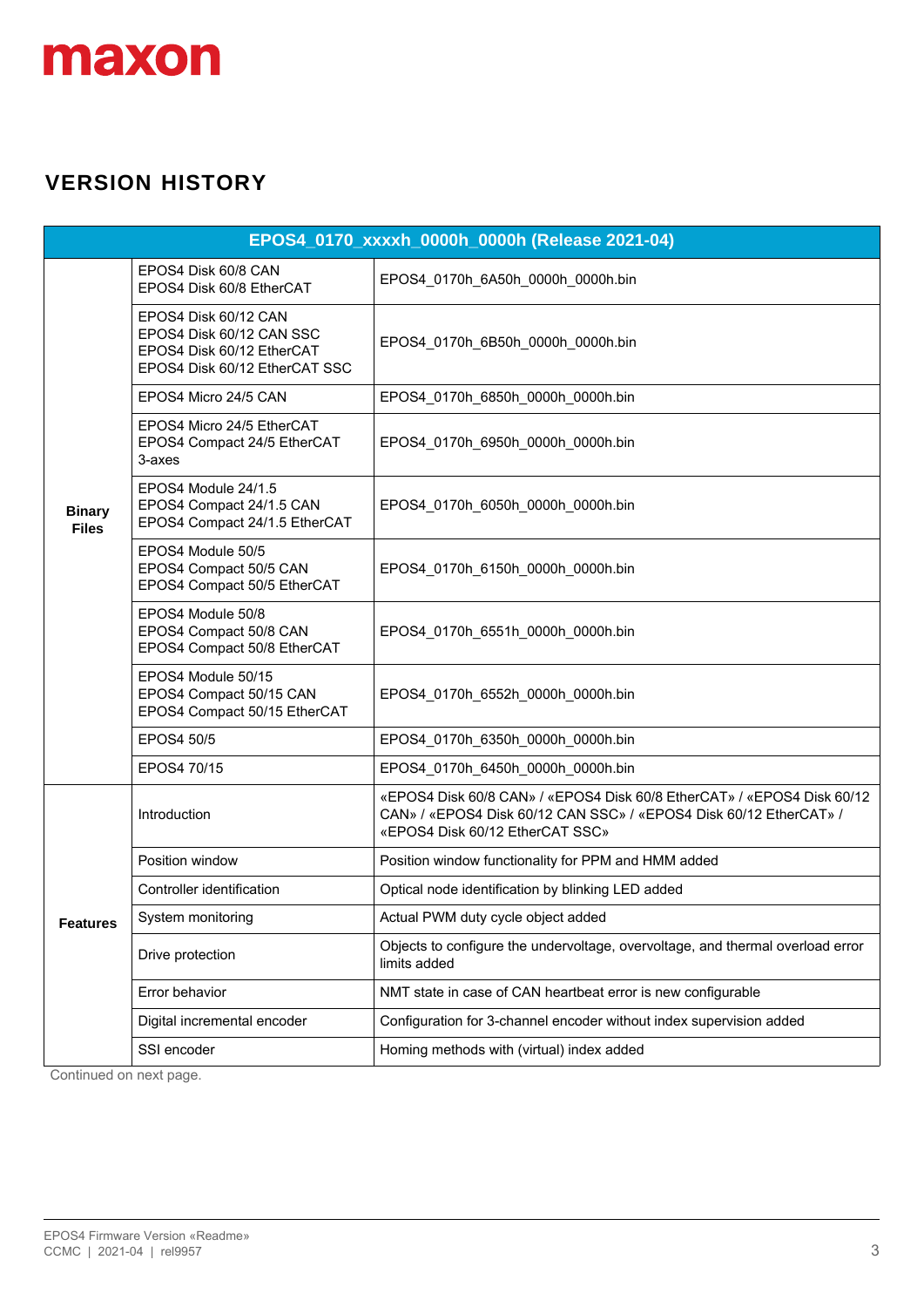## VERSION HISTORY

| EPOS4_0170_xxxxh_0000h_0000h (Release 2021-04) | | |
|---|---|---|
| **Binary Files** | EPOS4 Disk 60/8 CAN<br>EPOS4 Disk 60/8 EtherCAT | EPOS4_0170h_6A50h_0000h_0000h.bin |
| | EPOS4 Disk 60/12 CAN<br>EPOS4 Disk 60/12 CAN SSC<br>EPOS4 Disk 60/12 EtherCAT<br>EPOS4 Disk 60/12 EtherCAT SSC | EPOS4_0170h_6B50h_0000h_0000h.bin |
| | EPOS4 Micro 24/5 CAN | EPOS4_0170h_6850h_0000h_0000h.bin |
| | EPOS4 Micro 24/5 EtherCAT<br>EPOS4 Compact 24/5 EtherCAT 3-axes | EPOS4_0170h_6950h_0000h_0000h.bin |
| | EPOS4 Module 24/1.5<br>EPOS4 Compact 24/1.5 CAN<br>EPOS4 Compact 24/1.5 EtherCAT | EPOS4_0170h_6050h_0000h_0000h.bin |
| | EPOS4 Module 50/5<br>EPOS4 Compact 50/5 CAN<br>EPOS4 Compact 50/5 EtherCAT | EPOS4_0170h_6150h_0000h_0000h.bin |
| | EPOS4 Module 50/8<br>EPOS4 Compact 50/8 CAN<br>EPOS4 Compact 50/8 EtherCAT | EPOS4_0170h_6551h_0000h_0000h.bin |
| | EPOS4 Module 50/15<br>EPOS4 Compact 50/15 CAN<br>EPOS4 Compact 50/15 EtherCAT | EPOS4_0170h_6552h_0000h_0000h.bin |
| | EPOS4 50/5 | EPOS4_0170h_6350h_0000h_0000h.bin |
| | EPOS4 70/15 | EPOS4_0170h_6450h_0000h_0000h.bin |
| **Features** | Introduction | «EPOS4 Disk 60/8 CAN» / «EPOS4 Disk 60/8 EtherCAT» / «EPOS4 Disk 60/12 CAN» / «EPOS4 Disk 60/12 CAN SSC» / «EPOS4 Disk 60/12 EtherCAT» / «EPOS4 Disk 60/12 EtherCAT SSC» |
| | Position window | Position window functionality for PPM and HMM added |
| | Controller identification | Optical node identification by blinking LED added |
| | System monitoring | Actual PWM duty cycle object added |
| | Drive protection | Objects to configure the undervoltage, overvoltage, and thermal overload error limits added |
| | Error behavior | NMT state in case of CAN heartbeat error is new configurable |
| | Digital incremental encoder | Configuration for 3-channel encoder without index supervision added |
| | SSI encoder | Homing methods with (virtual) index added |

Continued on next page.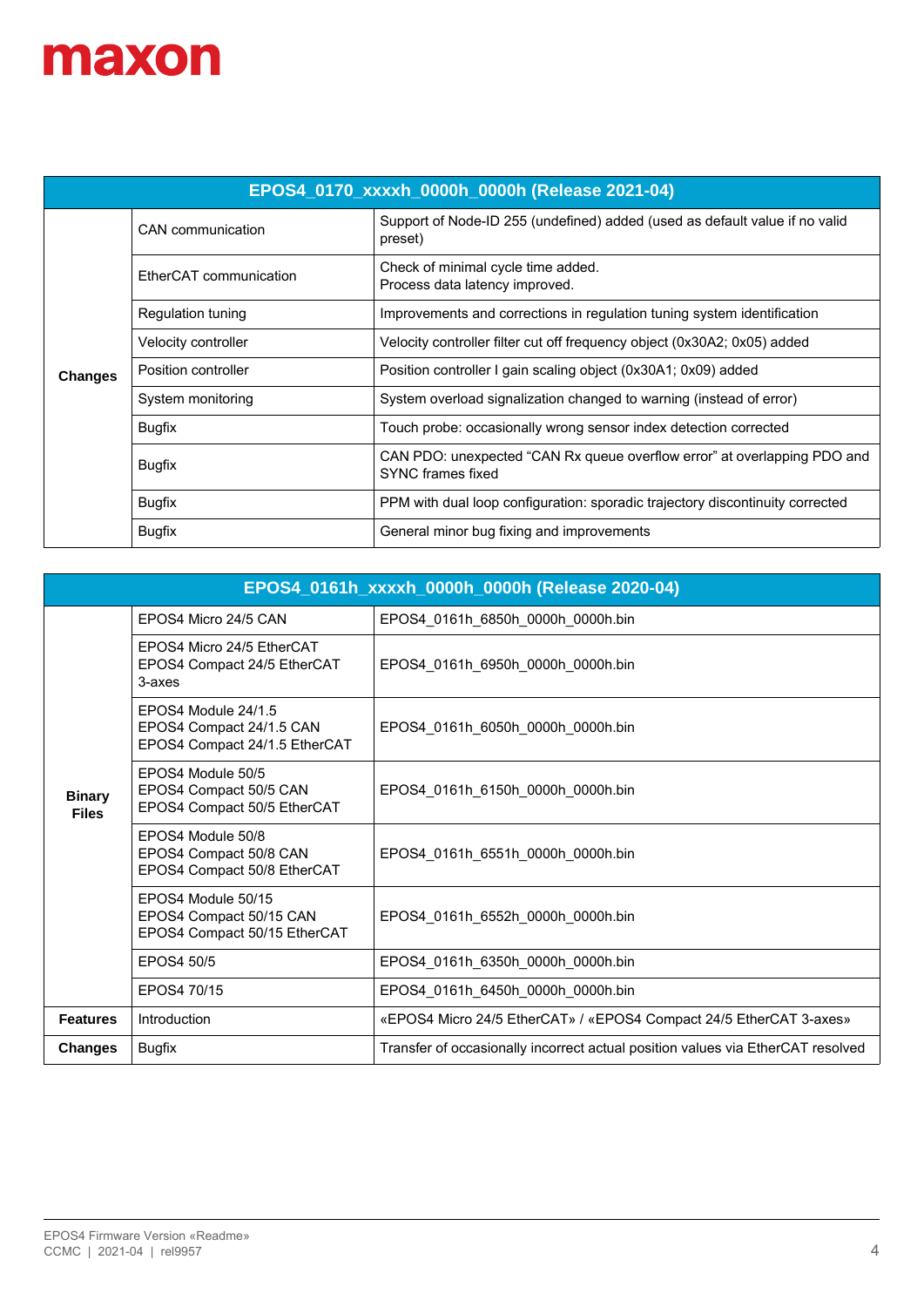| EPOS4_0170_xxxxh_0000h_0000h (Release 2021-04) | | |
|---|---|---|
| **Changes** | CAN communication | Support of Node-ID 255 (undefined) added (used as default value if no valid preset) |
| | EtherCAT communication | Check of minimal cycle time added.<br>Process data latency improved. |
| | Regulation tuning | Improvements and corrections in regulation tuning system identification |
| | Velocity controller | Velocity controller filter cut off frequency object (0x30A2; 0x05) added |
| | Position controller | Position controller I gain scaling object (0x30A1; 0x09) added |
| | System monitoring | System overload signalization changed to warning (instead of error) |
| | Bugfix | Touch probe: occasionally wrong sensor index detection corrected |
| | Bugfix | CAN PDO: unexpected “CAN Rx queue overflow error” at overlapping PDO and SYNC frames fixed |
| | Bugfix | PPM with dual loop configuration: sporadic trajectory discontinuity corrected |
| | Bugfix | General minor bug fixing and improvements |

| EPOS4_0161h_xxxxh_0000h_0000h (Release 2020-04) | | |
|---|---|---|
| **Binary Files** | EPOS4 Micro 24/5 CAN | EPOS4_0161h_6850h_0000h_0000h.bin |
| | EPOS4 Micro 24/5 EtherCAT<br>EPOS4 Compact 24/5 EtherCAT 3-axes | EPOS4_0161h_6950h_0000h_0000h.bin |
| | EPOS4 Module 24/1.5<br>EPOS4 Compact 24/1.5 CAN<br>EPOS4 Compact 24/1.5 EtherCAT | EPOS4_0161h_6050h_0000h_0000h.bin |
| | EPOS4 Module 50/5<br>EPOS4 Compact 50/5 CAN<br>EPOS4 Compact 50/5 EtherCAT | EPOS4_0161h_6150h_0000h_0000h.bin |
| | EPOS4 Module 50/8<br>EPOS4 Compact 50/8 CAN<br>EPOS4 Compact 50/8 EtherCAT | EPOS4_0161h_6551h_0000h_0000h.bin |
| | EPOS4 Module 50/15<br>EPOS4 Compact 50/15 CAN<br>EPOS4 Compact 50/15 EtherCAT | EPOS4_0161h_6552h_0000h_0000h.bin |
| | EPOS4 50/5 | EPOS4_0161h_6350h_0000h_0000h.bin |
| | EPOS4 70/15 | EPOS4_0161h_6450h_0000h_0000h.bin |
| **Features** | Introduction | «EPOS4 Micro 24/5 EtherCAT» / «EPOS4 Compact 24/5 EtherCAT 3-axes» |
| **Changes** | Bugfix | Transfer of occasionally incorrect actual position values via EtherCAT resolved |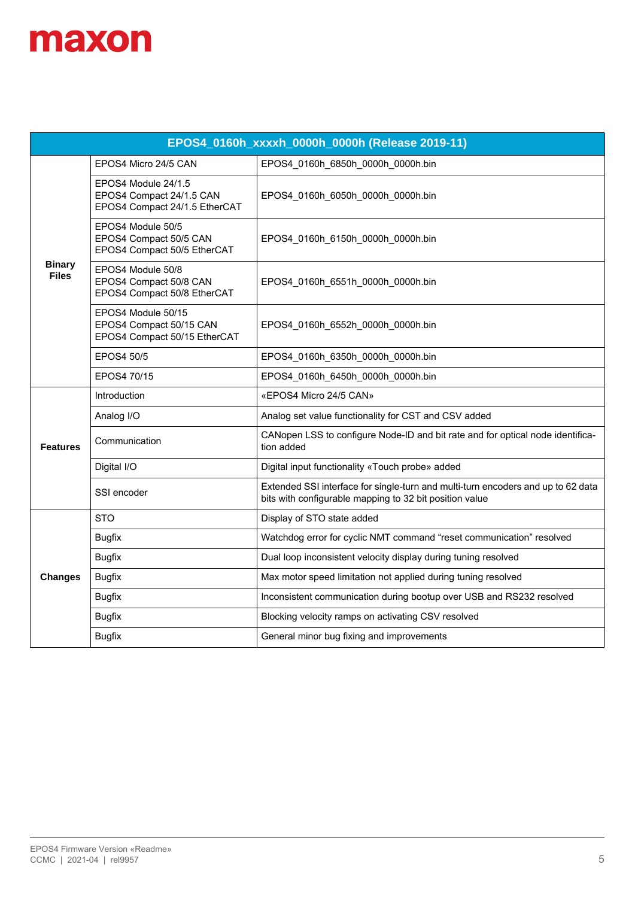| EPOS4_0160h_xxxxh_0000h_0000h (Release 2019-11) | | |
|---|---|---|
| **Binary Files** | EPOS4 Micro 24/5 CAN | EPOS4_0160h_6850h_0000h_0000h.bin |
| | EPOS4 Module 24/1.5<br>EPOS4 Compact 24/1.5 CAN<br>EPOS4 Compact 24/1.5 EtherCAT | EPOS4_0160h_6050h_0000h_0000h.bin |
| | EPOS4 Module 50/5<br>EPOS4 Compact 50/5 CAN<br>EPOS4 Compact 50/5 EtherCAT | EPOS4_0160h_6150h_0000h_0000h.bin |
| | EPOS4 Module 50/8<br>EPOS4 Compact 50/8 CAN<br>EPOS4 Compact 50/8 EtherCAT | EPOS4_0160h_6551h_0000h_0000h.bin |
| | EPOS4 Module 50/15<br>EPOS4 Compact 50/15 CAN<br>EPOS4 Compact 50/15 EtherCAT | EPOS4_0160h_6552h_0000h_0000h.bin |
| | EPOS4 50/5 | EPOS4_0160h_6350h_0000h_0000h.bin |
| | EPOS4 70/15 | EPOS4_0160h_6450h_0000h_0000h.bin |
| **Features** | Introduction | «EPOS4 Micro 24/5 CAN» |
| | Analog I/O | Analog set value functionality for CST and CSV added |
| | Communication | CANopen LSS to configure Node-ID and bit rate and for optical node identification added |
| | Digital I/O | Digital input functionality «Touch probe» added |
| | SSI encoder | Extended SSI interface for single-turn and multi-turn encoders and up to 62 data bits with configurable mapping to 32 bit position value |
| **Changes** | STO | Display of STO state added |
| | Bugfix | Watchdog error for cyclic NMT command “reset communication” resolved |
| | Bugfix | Dual loop inconsistent velocity display during tuning resolved |
| | Bugfix | Max motor speed limitation not applied during tuning resolved |
| | Bugfix | Inconsistent communication during bootup over USB and RS232 resolved |
| | Bugfix | Blocking velocity ramps on activating CSV resolved |
| | Bugfix | General minor bug fixing and improvements |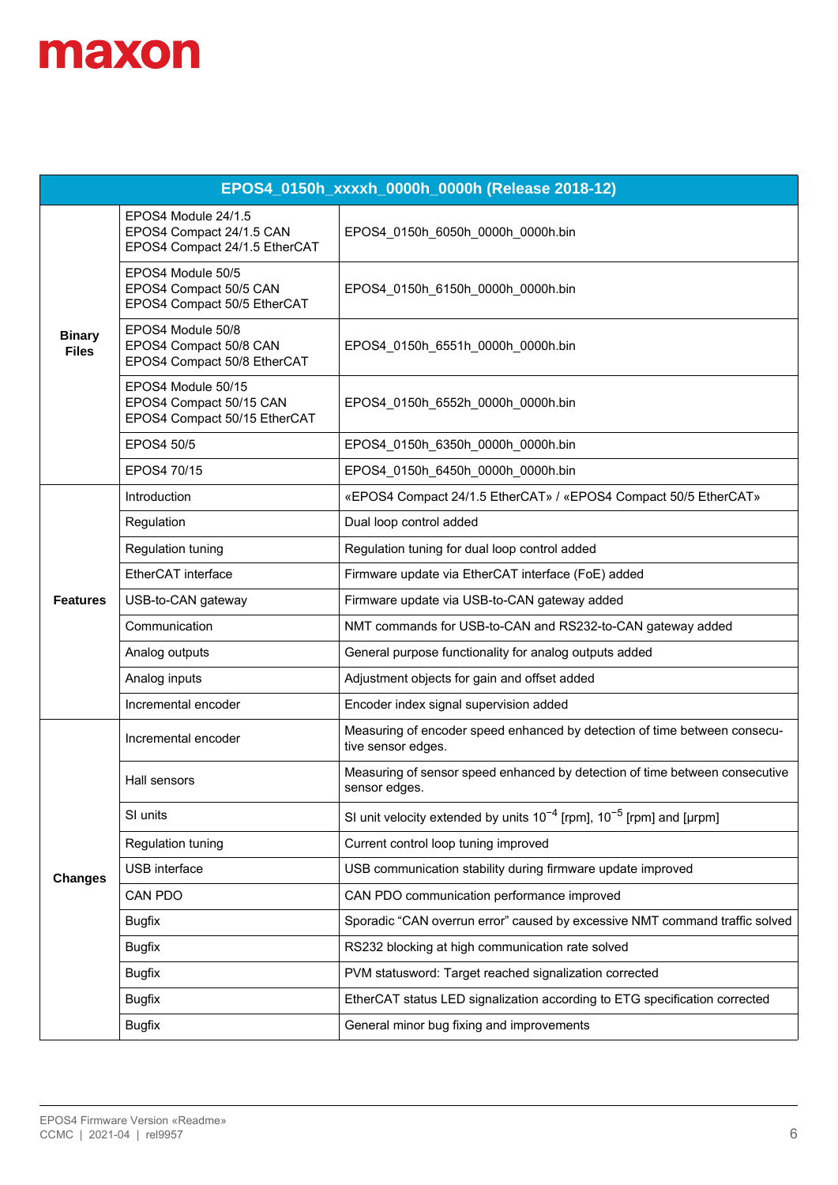| EPOS4_0150h_xxxxh_0000h_0000h (Release 2018-12) | | |
|---|---|---|
| **Binary Files** | EPOS4 Module 24/1.5<br>EPOS4 Compact 24/1.5 CAN<br>EPOS4 Compact 24/1.5 EtherCAT | EPOS4_0150h_6050h_0000h_0000h.bin |
| | EPOS4 Module 50/5<br>EPOS4 Compact 50/5 CAN<br>EPOS4 Compact 50/5 EtherCAT | EPOS4_0150h_6150h_0000h_0000h.bin |
| | EPOS4 Module 50/8<br>EPOS4 Compact 50/8 CAN<br>EPOS4 Compact 50/8 EtherCAT | EPOS4_0150h_6551h_0000h_0000h.bin |
| | EPOS4 Module 50/15<br>EPOS4 Compact 50/15 CAN<br>EPOS4 Compact 50/15 EtherCAT | EPOS4_0150h_6552h_0000h_0000h.bin |
| | EPOS4 50/5 | EPOS4_0150h_6350h_0000h_0000h.bin |
| | EPOS4 70/15 | EPOS4_0150h_6450h_0000h_0000h.bin |
| **Features** | Introduction | «EPOS4 Compact 24/1.5 EtherCAT» / «EPOS4 Compact 50/5 EtherCAT» |
| | Regulation | Dual loop control added |
| | Regulation tuning | Regulation tuning for dual loop control added |
| | EtherCAT interface | Firmware update via EtherCAT interface (FoE) added |
| | USB-to-CAN gateway | Firmware update via USB-to-CAN gateway added |
| | Communication | NMT commands for USB-to-CAN and RS232-to-CAN gateway added |
| | Analog outputs | General purpose functionality for analog outputs added |
| | Analog inputs | Adjustment objects for gain and offset added |
| | Incremental encoder | Encoder index signal supervision added |
| **Changes** | Incremental encoder | Measuring of encoder speed enhanced by detection of time between consecutive sensor edges. |
| | Hall sensors | Measuring of sensor speed enhanced by detection of time between consecutive sensor edges. |
| | SI units | SI unit velocity extended by units $10^{-4}$ [rpm], $10^{-5}$ [rpm] and [µrpm] |
| | Regulation tuning | Current control loop tuning improved |
| | USB interface | USB communication stability during firmware update improved |
| | CAN PDO | CAN PDO communication performance improved |
| | Bugfix | Sporadic “CAN overrun error” caused by excessive NMT command traffic solved |
| | Bugfix | RS232 blocking at high communication rate solved |
| | Bugfix | PVM statusword: Target reached signalization corrected |
| | Bugfix | EtherCAT status LED signalization according to ETG specification corrected |
| | Bugfix | General minor bug fixing and improvements |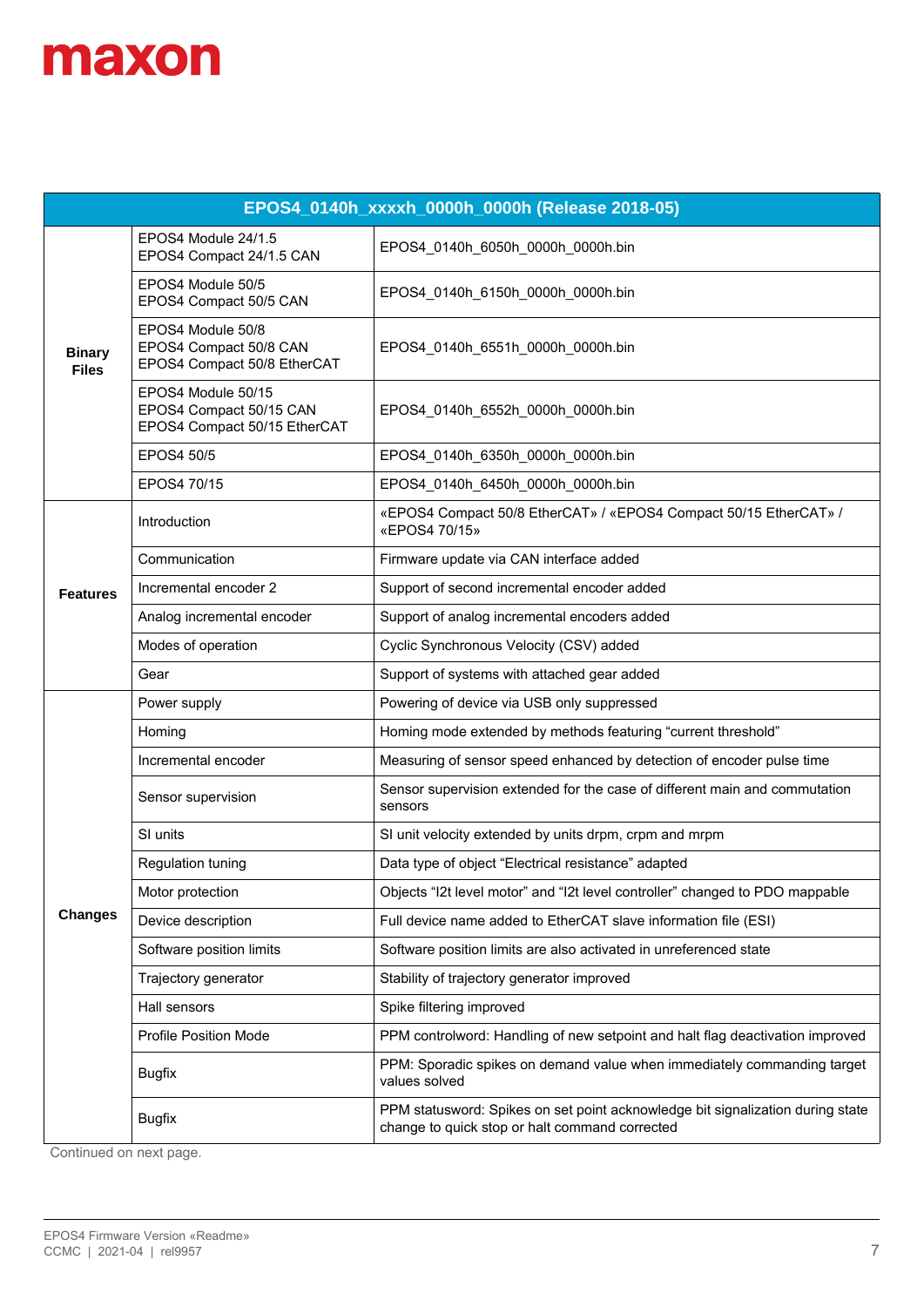| EPOS4_0140h_xxxxh_0000h_0000h (Release 2018-05) | | |
|---|---|---|
| **Binary Files** | EPOS4 Module 24/1.5<br>EPOS4 Compact 24/1.5 CAN | EPOS4_0140h_6050h_0000h_0000h.bin |
| | EPOS4 Module 50/5<br>EPOS4 Compact 50/5 CAN | EPOS4_0140h_6150h_0000h_0000h.bin |
| | EPOS4 Module 50/8<br>EPOS4 Compact 50/8 CAN<br>EPOS4 Compact 50/8 EtherCAT | EPOS4_0140h_6551h_0000h_0000h.bin |
| | EPOS4 Module 50/15<br>EPOS4 Compact 50/15 CAN<br>EPOS4 Compact 50/15 EtherCAT | EPOS4_0140h_6552h_0000h_0000h.bin |
| | EPOS4 50/5 | EPOS4_0140h_6350h_0000h_0000h.bin |
| | EPOS4 70/15 | EPOS4_0140h_6450h_0000h_0000h.bin |
| **Features** | Introduction | «EPOS4 Compact 50/8 EtherCAT» / «EPOS4 Compact 50/15 EtherCAT» / «EPOS4 70/15» |
| | Communication | Firmware update via CAN interface added |
| | Incremental encoder 2 | Support of second incremental encoder added |
| | Analog incremental encoder | Support of analog incremental encoders added |
| | Modes of operation | Cyclic Synchronous Velocity (CSV) added |
| | Gear | Support of systems with attached gear added |
| **Changes** | Power supply | Powering of device via USB only suppressed |
| | Homing | Homing mode extended by methods featuring “current threshold” |
| | Incremental encoder | Measuring of sensor speed enhanced by detection of encoder pulse time |
| | Sensor supervision | Sensor supervision extended for the case of different main and commutation sensors |
| | SI units | SI unit velocity extended by units drpm, crpm and mrpm |
| | Regulation tuning | Data type of object “Electrical resistance” adapted |
| | Motor protection | Objects “I2t level motor” and “I2t level controller” changed to PDO mappable |
| | Device description | Full device name added to EtherCAT slave information file (ESI) |
| | Software position limits | Software position limits are also activated in unreferenced state |
| | Trajectory generator | Stability of trajectory generator improved |
| | Hall sensors | Spike filtering improved |
| | Profile Position Mode | PPM controlword: Handling of new setpoint and halt flag deactivation improved |
| | Bugfix | PPM: Sporadic spikes on demand value when immediately commanding target values solved |
| | Bugfix | PPM statusword: Spikes on set point acknowledge bit signalization during state change to quick stop or halt command corrected |

Continued on next page.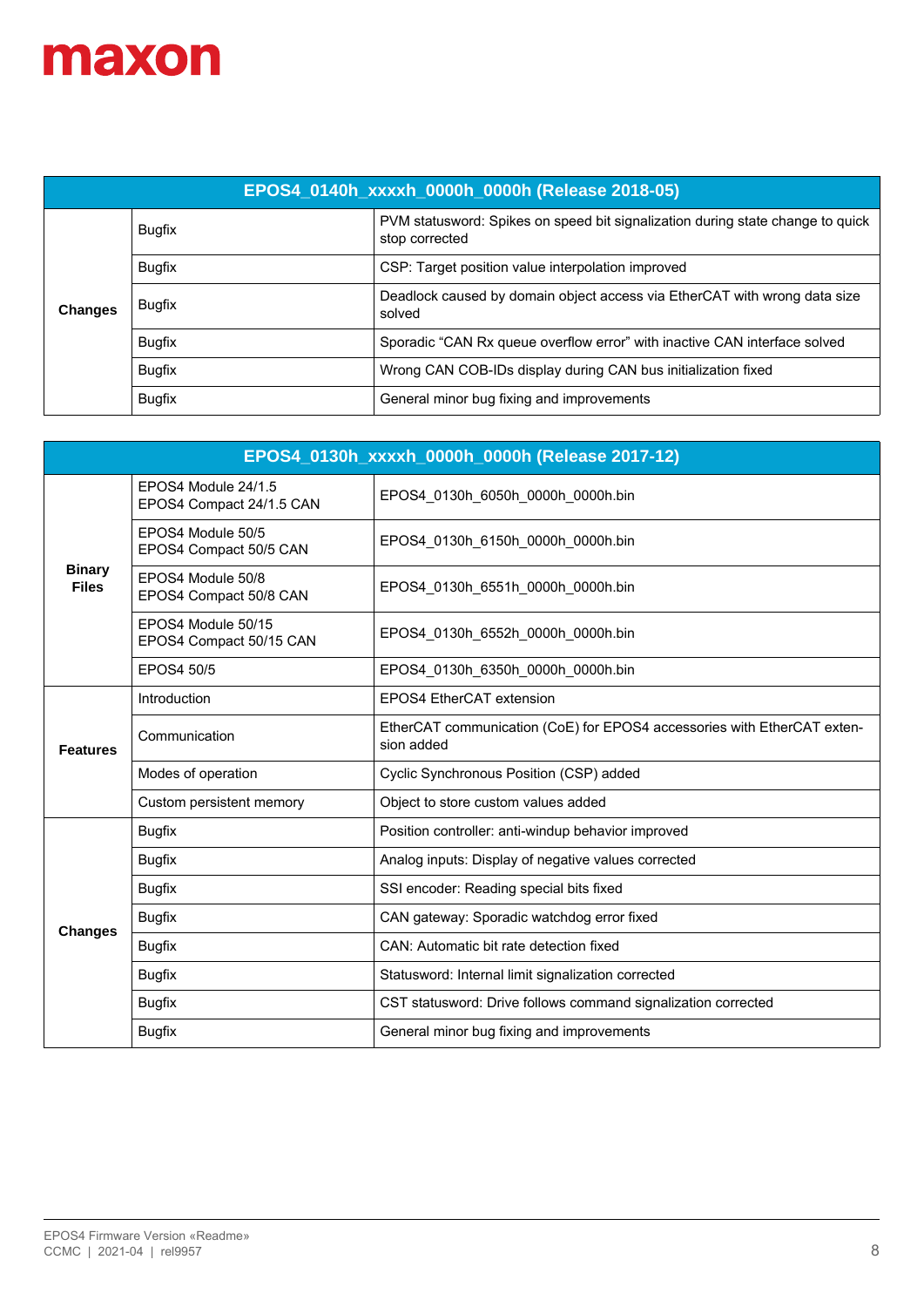| EPOS4_0140h_xxxxh_0000h_0000h (Release 2018-05) | | |
|---|---|---|
| **Changes** | Bugfix | PVM statusword: Spikes on speed bit signalization during state change to quick stop corrected |
| | Bugfix | CSP: Target position value interpolation improved |
| | Bugfix | Deadlock caused by domain object access via EtherCAT with wrong data size solved |
| | Bugfix | Sporadic "CAN Rx queue overflow error" with inactive CAN interface solved |
| | Bugfix | Wrong CAN COB-IDs display during CAN bus initialization fixed |
| | Bugfix | General minor bug fixing and improvements |

| EPOS4_0130h_xxxxh_0000h_0000h (Release 2017-12) | | |
|---|---|---|
| **Binary Files** | EPOS4 Module 24/1.5<br>EPOS4 Compact 24/1.5 CAN | EPOS4_0130h_6050h_0000h_0000h.bin |
| | EPOS4 Module 50/5<br>EPOS4 Compact 50/5 CAN | EPOS4_0130h_6150h_0000h_0000h.bin |
| | EPOS4 Module 50/8<br>EPOS4 Compact 50/8 CAN | EPOS4_0130h_6551h_0000h_0000h.bin |
| | EPOS4 Module 50/15<br>EPOS4 Compact 50/15 CAN | EPOS4_0130h_6552h_0000h_0000h.bin |
| | EPOS4 50/5 | EPOS4_0130h_6350h_0000h_0000h.bin |
| **Features** | Introduction | EPOS4 EtherCAT extension |
| | Communication | EtherCAT communication (CoE) for EPOS4 accessories with EtherCAT extension added |
| | Modes of operation | Cyclic Synchronous Position (CSP) added |
| | Custom persistent memory | Object to store custom values added |
| **Changes** | Bugfix | Position controller: anti-windup behavior improved |
| | Bugfix | Analog inputs: Display of negative values corrected |
| | Bugfix | SSI encoder: Reading special bits fixed |
| | Bugfix | CAN gateway: Sporadic watchdog error fixed |
| | Bugfix | CAN: Automatic bit rate detection fixed |
| | Bugfix | Statusword: Internal limit signalization corrected |
| | Bugfix | CST statusword: Drive follows command signalization corrected |
| | Bugfix | General minor bug fixing and improvements |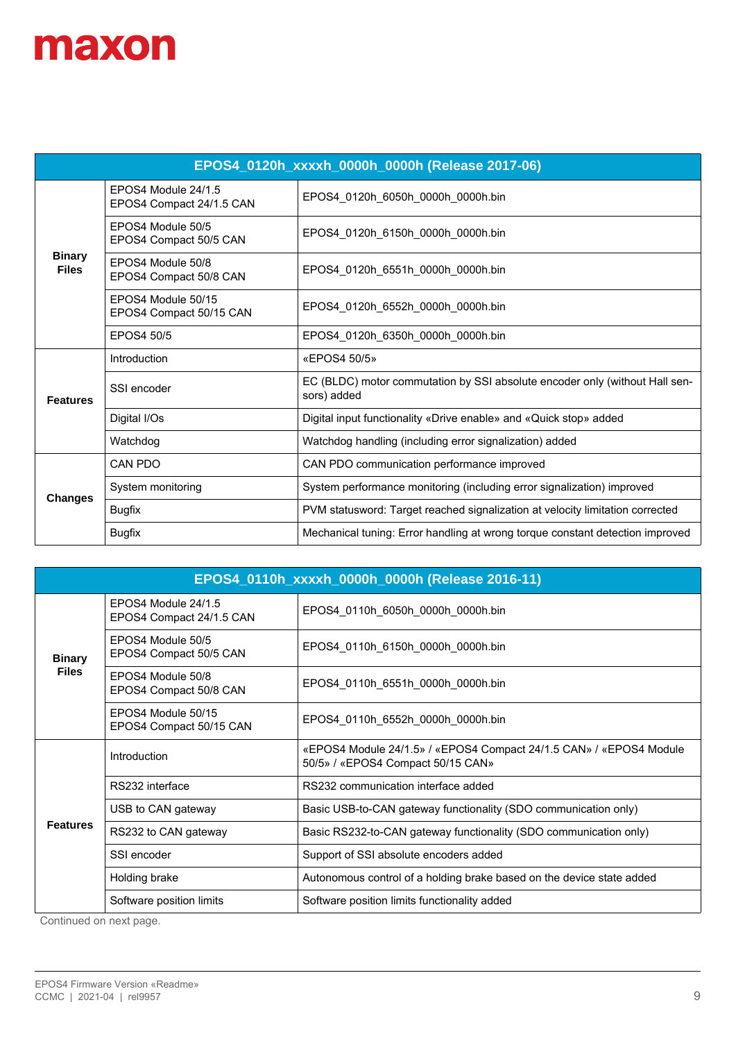| EPOS4_0120h_xxxxh_0000h_0000h (Release 2017-06) | | |
|---|---|---|
| **Binary Files** | EPOS4 Module 24/1.5<br>EPOS4 Compact 24/1.5 CAN | EPOS4_0120h_6050h_0000h_0000h.bin |
| | EPOS4 Module 50/5<br>EPOS4 Compact 50/5 CAN | EPOS4_0120h_6150h_0000h_0000h.bin |
| | EPOS4 Module 50/8<br>EPOS4 Compact 50/8 CAN | EPOS4_0120h_6551h_0000h_0000h.bin |
| | EPOS4 Module 50/15<br>EPOS4 Compact 50/15 CAN | EPOS4_0120h_6552h_0000h_0000h.bin |
| | EPOS4 50/5 | EPOS4_0120h_6350h_0000h_0000h.bin |
| **Features** | Introduction | «EPOS4 50/5» |
| | SSI encoder | EC (BLDC) motor commutation by SSI absolute encoder only (without Hall sensors) added |
| | Digital I/Os | Digital input functionality «Drive enable» and «Quick stop» added |
| | Watchdog | Watchdog handling (including error signalization) added |
| **Changes** | CAN PDO | CAN PDO communication performance improved |
| | System monitoring | System performance monitoring (including error signalization) improved |
| | Bugfix | PVM statusword: Target reached signalization at velocity limitation corrected |
| | Bugfix | Mechanical tuning: Error handling at wrong torque constant detection improved |

| EPOS4_0110h_xxxxh_0000h_0000h (Release 2016-11) | | |
|---|---|---|
| **Binary Files** | EPOS4 Module 24/1.5<br>EPOS4 Compact 24/1.5 CAN | EPOS4_0110h_6050h_0000h_0000h.bin |
| | EPOS4 Module 50/5<br>EPOS4 Compact 50/5 CAN | EPOS4_0110h_6150h_0000h_0000h.bin |
| | EPOS4 Module 50/8<br>EPOS4 Compact 50/8 CAN | EPOS4_0110h_6551h_0000h_0000h.bin |
| | EPOS4 Module 50/15<br>EPOS4 Compact 50/15 CAN | EPOS4_0110h_6552h_0000h_0000h.bin |
| **Features** | Introduction | «EPOS4 Module 24/1.5» / «EPOS4 Compact 24/1.5 CAN» / «EPOS4 Module 50/5» / «EPOS4 Compact 50/15 CAN» |
| | RS232 interface | RS232 communication interface added |
| | USB to CAN gateway | Basic USB-to-CAN gateway functionality (SDO communication only) |
| | RS232 to CAN gateway | Basic RS232-to-CAN gateway functionality (SDO communication only) |
| | SSI encoder | Support of SSI absolute encoders added |
| | Holding brake | Autonomous control of a holding brake based on the device state added |
| | Software position limits | Software position limits functionality added |

Continued on next page.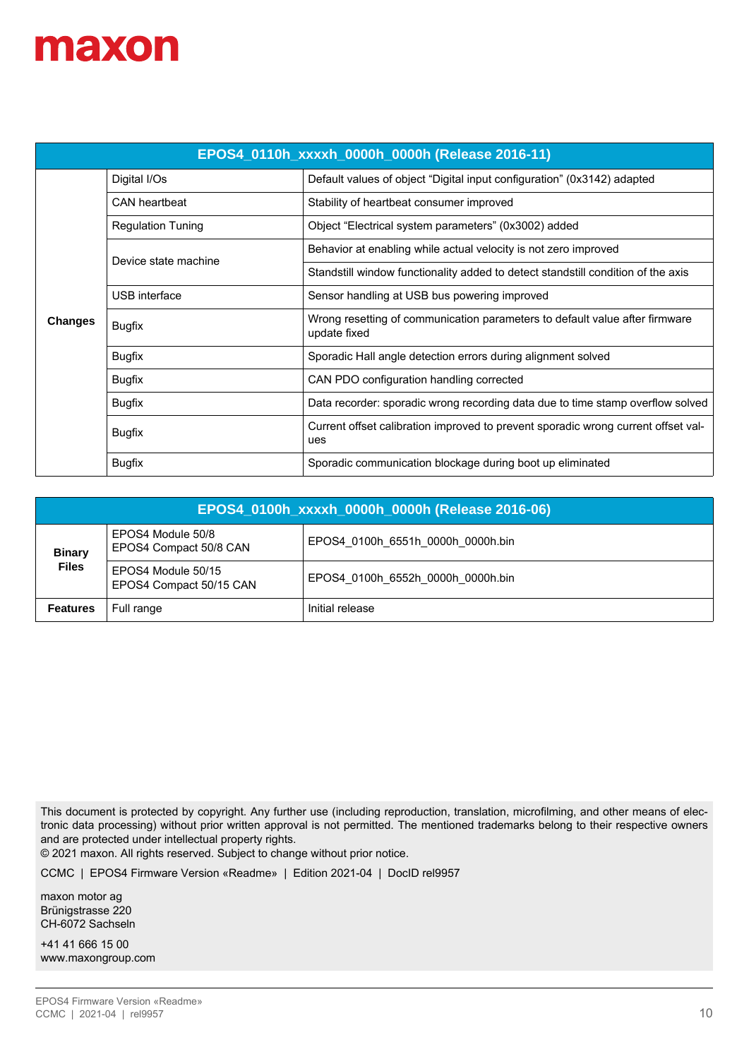| EPOS4_0110h_xxxxh_0000h_0000h (Release 2016-11) | | |
|---|---|---|
| **Changes** | Digital I/Os | Default values of object “Digital input configuration” (0x3142) adapted |
| | CAN heartbeat | Stability of heartbeat consumer improved |
| | Regulation Tuning | Object “Electrical system parameters” (0x3002) added |
| | Device state machine | Behavior at enabling while actual velocity is not zero improved |
| | | Standstill window functionality added to detect standstill condition of the axis |
| | USB interface | Sensor handling at USB bus powering improved |
| | Bugfix | Wrong resetting of communication parameters to default value after firmware update fixed |
| | Bugfix | Sporadic Hall angle detection errors during alignment solved |
| | Bugfix | CAN PDO configuration handling corrected |
| | Bugfix | Data recorder: sporadic wrong recording data due to time stamp overflow solved |
| | Bugfix | Current offset calibration improved to prevent sporadic wrong current offset values |
| | Bugfix | Sporadic communication blockage during boot up eliminated |

| EPOS4_0100h_xxxxh_0000h_0000h (Release 2016-06) | | |
|---|---|---|
| **Binary Files** | EPOS4 Module 50/8<br>EPOS4 Compact 50/8 CAN | EPOS4_0100h_6551h_0000h_0000h.bin |
| | EPOS4 Module 50/15<br>EPOS4 Compact 50/15 CAN | EPOS4_0100h_6552h_0000h_0000h.bin |
| **Features** | Full range | Initial release |

This document is protected by copyright. Any further use (including reproduction, translation, microfilming, and other means of electronic data processing) without prior written approval is not permitted. The mentioned trademarks belong to their respective owners and are protected under intellectual property rights.
© 2021 maxon. All rights reserved. Subject to change without prior notice.

CCMC | EPOS4 Firmware Version «Readme» | Edition 2021-04 | DocID rel9957

maxon motor ag
Brünigstrasse 220
CH-6072 Sachseln

+41 41 666 15 00
www.maxongroup.com